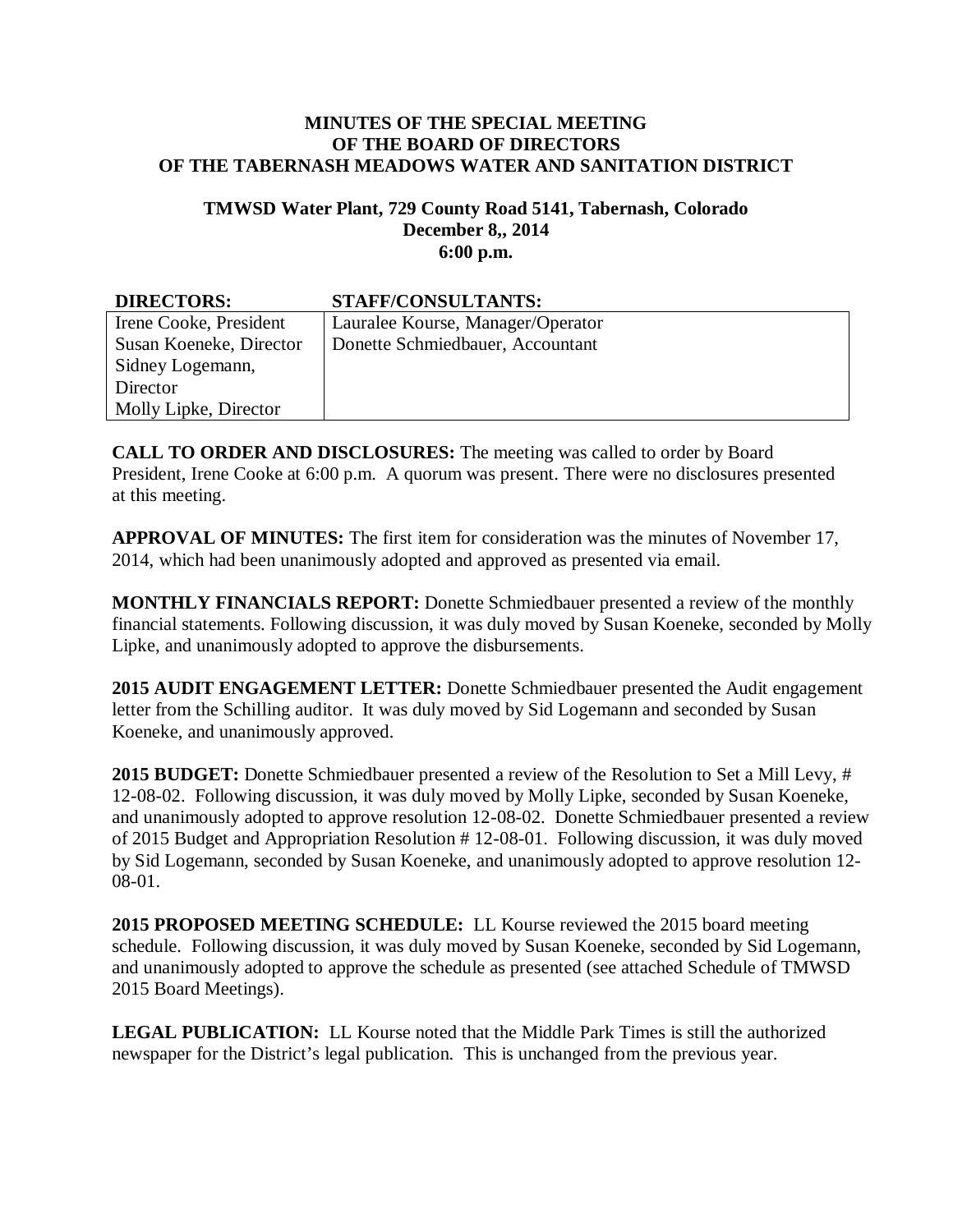**MINUTES OF THE SPECIAL MEETING**
**OF THE BOARD OF DIRECTORS**
**OF THE TABERNASH MEADOWS WATER AND SANITATION DISTRICT**

**TMWSD Water Plant, 729 County Road 5141, Tabernash, Colorado**
**December 8,, 2014**
**6:00 p.m.**

| DIRECTORS: | STAFF/CONSULTANTS: |
| --- | --- |
| Irene Cooke, President<br>Susan Koeneke, Director<br>Sidney Logemann, Director<br>Molly Lipke, Director | Lauralee Kourse, Manager/Operator<br>Donette Schmiedbauer, Accountant |

**CALL TO ORDER AND DISCLOSURES:** The meeting was called to order by Board President, Irene Cooke at 6:00 p.m. A quorum was present. There were no disclosures presented at this meeting.

**APPROVAL OF MINUTES:** The first item for consideration was the minutes of November 17, 2014, which had been unanimously adopted and approved as presented via email.

**MONTHLY FINANCIALS REPORT:** Donette Schmiedbauer presented a review of the monthly financial statements. Following discussion, it was duly moved by Susan Koeneke, seconded by Molly Lipke, and unanimously adopted to approve the disbursements.

**2015 AUDIT ENGAGEMENT LETTER:** Donette Schmiedbauer presented the Audit engagement letter from the Schilling auditor. It was duly moved by Sid Logemann and seconded by Susan Koeneke, and unanimously approved.

**2015 BUDGET:** Donette Schmiedbauer presented a review of the Resolution to Set a Mill Levy, # 12-08-02. Following discussion, it was duly moved by Molly Lipke, seconded by Susan Koeneke, and unanimously adopted to approve resolution 12-08-02. Donette Schmiedbauer presented a review of 2015 Budget and Appropriation Resolution # 12-08-01. Following discussion, it was duly moved by Sid Logemann, seconded by Susan Koeneke, and unanimously adopted to approve resolution 12-08-01.

**2015 PROPOSED MEETING SCHEDULE:** LL Kourse reviewed the 2015 board meeting schedule. Following discussion, it was duly moved by Susan Koeneke, seconded by Sid Logemann, and unanimously adopted to approve the schedule as presented (see attached Schedule of TMWSD 2015 Board Meetings).

**LEGAL PUBLICATION:** LL Kourse noted that the Middle Park Times is still the authorized newspaper for the District's legal publication. This is unchanged from the previous year.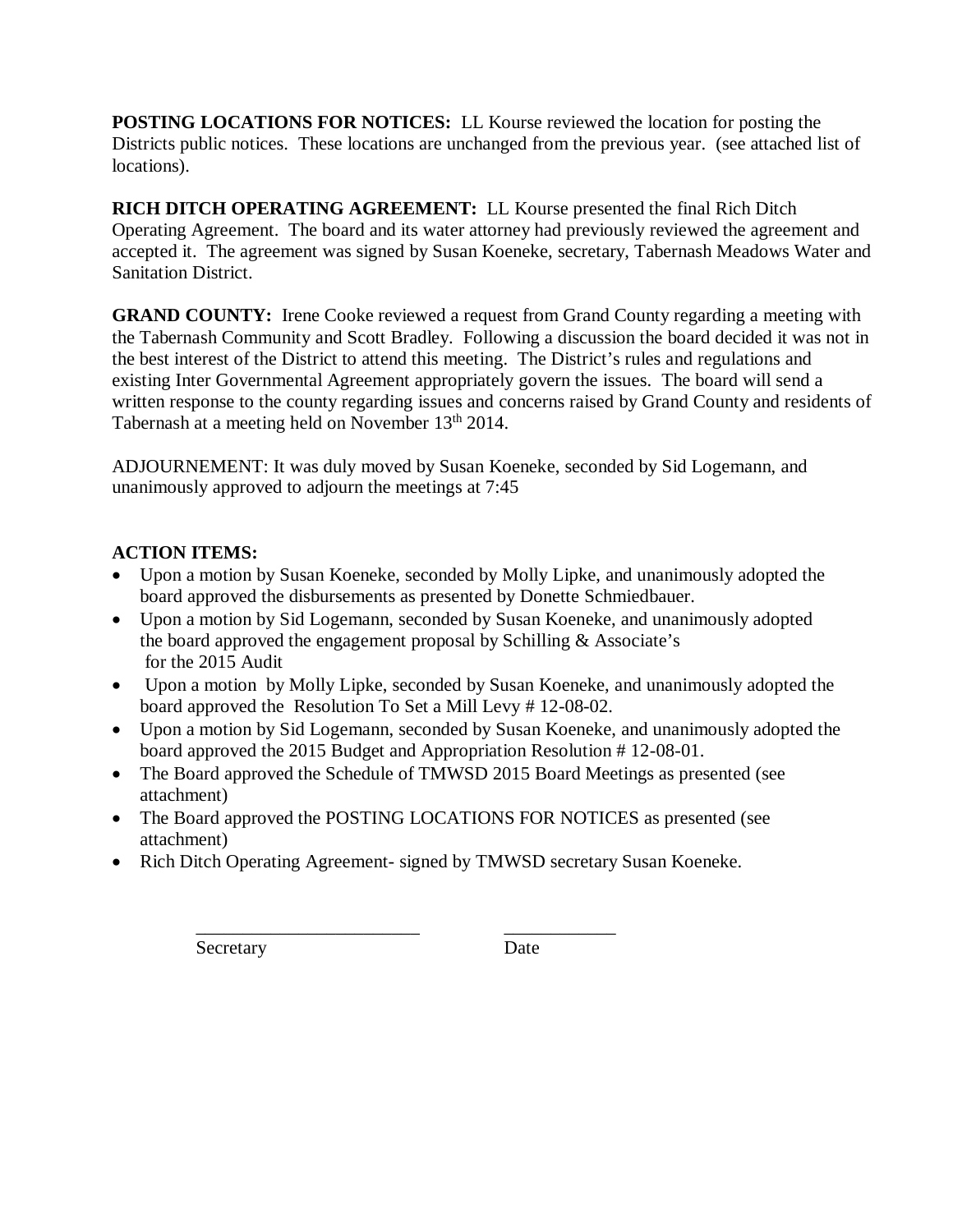**POSTING LOCATIONS FOR NOTICES:** LL Kourse reviewed the location for posting the Districts public notices. These locations are unchanged from the previous year. (see attached list of locations).

**RICH DITCH OPERATING AGREEMENT:** LL Kourse presented the final Rich Ditch Operating Agreement. The board and its water attorney had previously reviewed the agreement and accepted it. The agreement was signed by Susan Koeneke, secretary, Tabernash Meadows Water and Sanitation District.

**GRAND COUNTY:** Irene Cooke reviewed a request from Grand County regarding a meeting with the Tabernash Community and Scott Bradley. Following a discussion the board decided it was not in the best interest of the District to attend this meeting. The District's rules and regulations and existing Inter Governmental Agreement appropriately govern the issues. The board will send a written response to the county regarding issues and concerns raised by Grand County and residents of Tabernash at a meeting held on November 13th 2014.

ADJOURNEMENT: It was duly moved by Susan Koeneke, seconded by Sid Logemann, and unanimously approved to adjourn the meetings at 7:45

**ACTION ITEMS:**

- Upon a motion by Susan Koeneke, seconded by Molly Lipke, and unanimously adopted the board approved the disbursements as presented by Donette Schmiedbauer.
- Upon a motion by Sid Logemann, seconded by Susan Koeneke, and unanimously adopted the board approved the engagement proposal by Schilling & Associate's for the 2015 Audit
- Upon a motion by Molly Lipke, seconded by Susan Koeneke, and unanimously adopted the board approved the Resolution To Set a Mill Levy # 12-08-02.
- Upon a motion by Sid Logemann, seconded by Susan Koeneke, and unanimously adopted the board approved the 2015 Budget and Appropriation Resolution # 12-08-01.
- The Board approved the Schedule of TMWSD 2015 Board Meetings as presented (see attachment)
- The Board approved the POSTING LOCATIONS FOR NOTICES as presented (see attachment)
- Rich Ditch Operating Agreement- signed by TMWSD secretary Susan Koeneke.

________________________ ____________

Secretary Date